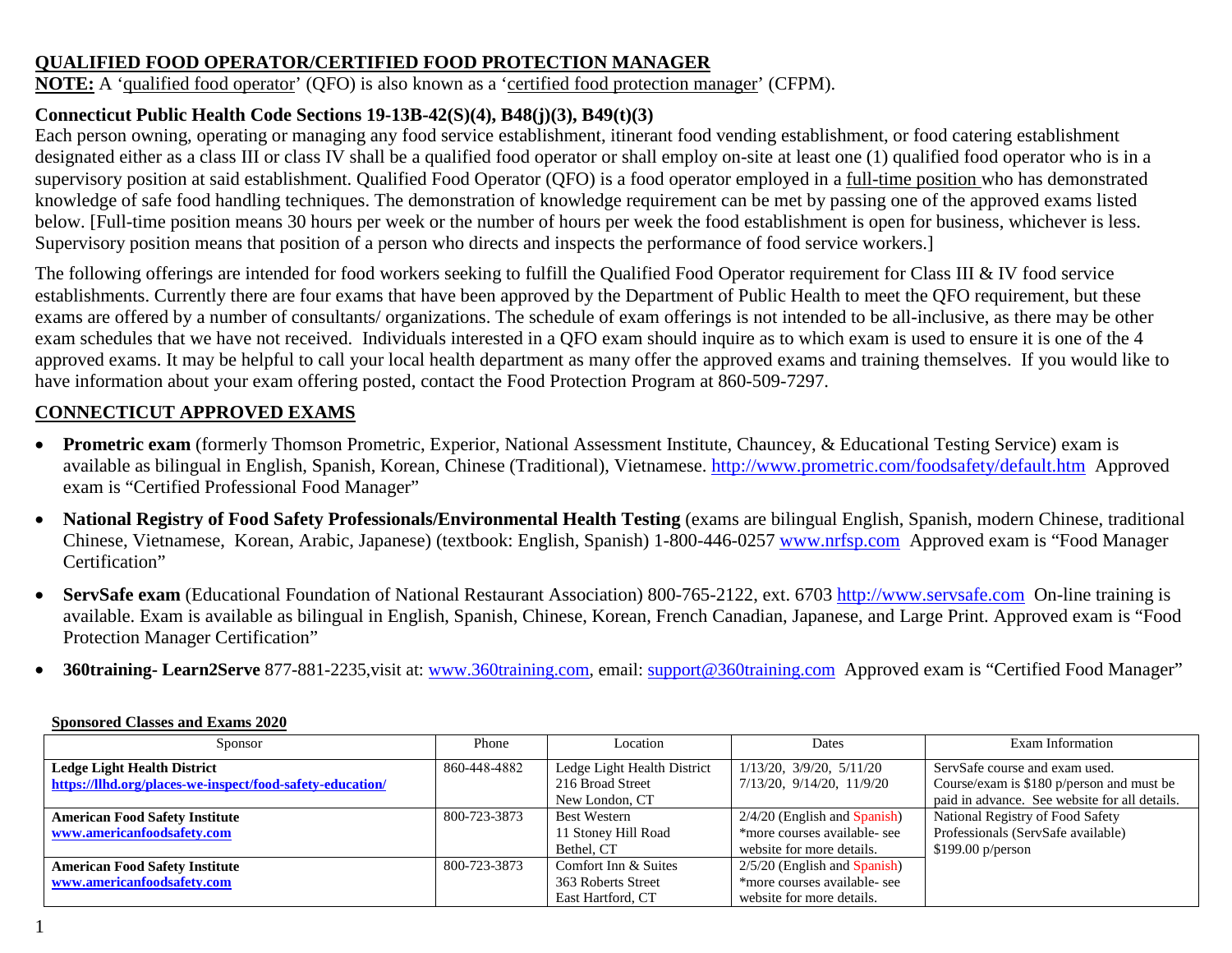## QUALIFIED FOOD OPERATOR/CERTIFIED FOOD PROTECTION MANAGER

**NOTE:** A 'qualified food operator' (QFO) is also known as a 'certified food protection manager' (CFPM).

### Connecticut Public Health Code Sections 19-13B-42(S)(4), B48(j)(3), B49(t)(3)

Each person owning, operating or managing any food service establishment, itinerant food vending establishment, or food catering establishment designated either as a class III or class IV shall be a qualified food operator or shall employ on-site at least one (1) qualified food operator who is in a supervisory position at said establishment. Qualified Food Operator (QFO) is a food operator employed in a full-time position who has demonstrated knowledge of safe food handling techniques. The demonstration of knowledge requirement can be met by passing one of the approved exams listed below. [Full-time position means 30 hours per week or the number of hours per week the food establishment is open for business, whichever is less. Supervisory position means that position of a person who directs and inspects the performance of food service workers.]

The following offerings are intended for food workers seeking to fulfill the Qualified Food Operator requirement for Class III & IV food service establishments. Currently there are four exams that have been approved by the Department of Public Health to meet the QFO requirement, but these exams are offered by a number of consultants/ organizations. The schedule of exam offerings is not intended to be all-inclusive, as there may be other exam schedules that we have not received. Individuals interested in a QFO exam should inquire as to which exam is used to ensure it is one of the 4 approved exams. It may be helpful to call your local health department as many offer the approved exams and training themselves. If you would like to have information about your exam offering posted, contact the Food Protection Program at 860-509-7297.

## CONNECTICUT APPROVED EXAMS

- **Prometric exam** (formerly Thomson Prometric, Experior, National Assessment Institute, Chauncey, & Educational Testing Service) exam is available as bilingual in English, Spanish, Korean, Chinese (Traditional), Vietnamese. http://www.prometric.com/foodsafety/default.htm Approved exam is "Certified Professional Food Manager"
- **National Registry of Food Safety Professionals/Environmental Health Testing** (exams are bilingual English, Spanish, modern Chinese, traditional Chinese, Vietnamese, Korean, Arabic, Japanese) (textbook: English, Spanish) 1-800-446-0257 www.nrfsp.com Approved exam is "Food Manager Certification"
- **ServSafe exam** (Educational Foundation of National Restaurant Association) 800-765-2122, ext. 6703 http://www.servsafe.com On-line training is available. Exam is available as bilingual in English, Spanish, Chinese, Korean, French Canadian, Japanese, and Large Print. Approved exam is "Food Protection Manager Certification"
- **360training- Learn2Serve** 877-881-2235,visit at: www.360training.com, email: support@360training.com Approved exam is "Certified Food Manager"

**Sponsored Classes and Exams 2020**

| Sponsor | Phone | Location | Dates | Exam Information |
|---|---|---|---|---|
| **Ledge Light Health District** **https://llhd.org/places-we-inspect/food-safety-education/** | 860-448-4882 | Ledge Light Health District 216 Broad Street New London, CT | 1/13/20, 3/9/20, 5/11/20 7/13/20, 9/14/20, 11/9/20 | ServSafe course and exam used. Course/exam is $180 p/person and must be paid in advance. See website for all details. |
| **American Food Safety Institute** **www.americanfoodsafety.com** | 800-723-3873 | Best Western 11 Stoney Hill Road Bethel, CT | 2/4/20 (English and Spanish) *more courses available- see website for more details. | National Registry of Food Safety Professionals (ServSafe available) $199.00 p/person |
| **American Food Safety Institute** **www.americanfoodsafety.com** | 800-723-3873 | Comfort Inn & Suites 363 Roberts Street East Hartford, CT | 2/5/20 (English and Spanish) *more courses available- see website for more details. | |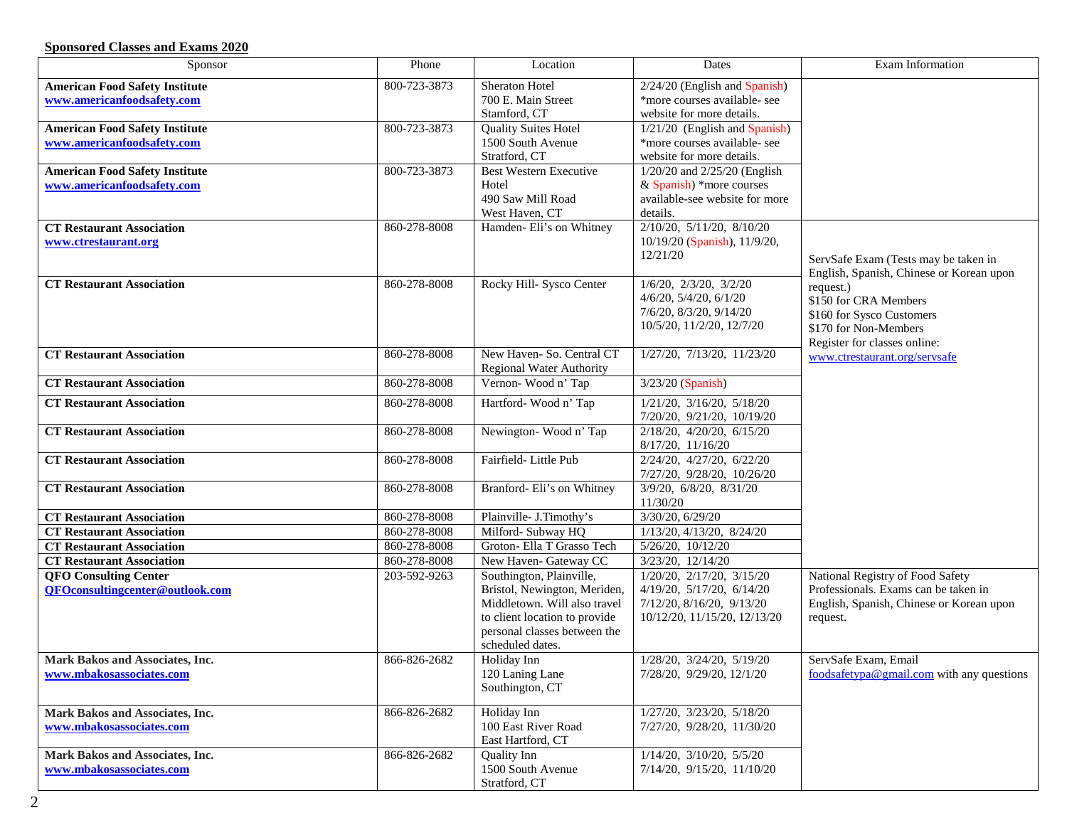**Sponsored Classes and Exams 2020**

| Sponsor | Phone | Location | Dates | Exam Information |
|---|---|---|---|---|
| **American Food Safety Institute** **www.americanfoodsafety.com** | 800-723-3873 | Sheraton Hotel 700 E. Main Street Stamford, CT | 2/24/20 (English and Spanish) *more courses available- see website for more details. | |
| **American Food Safety Institute** **www.americanfoodsafety.com** | 800-723-3873 | Quality Suites Hotel 1500 South Avenue Stratford, CT | 1/21/20 (English and Spanish) *more courses available- see website for more details. | |
| **American Food Safety Institute** **www.americanfoodsafety.com** | 800-723-3873 | Best Western Executive Hotel 490 Saw Mill Road West Haven, CT | 1/20/20 and 2/25/20 (English & Spanish) *more courses available-see website for more details. | |
| **CT Restaurant Association** **www.ctrestaurant.org** | 860-278-8008 | Hamden- Eli's on Whitney | 2/10/20, 5/11/20, 8/10/20 10/19/20 (Spanish), 11/9/20, 12/21/20 | ServSafe Exam (Tests may be taken in English, Spanish, Chinese or Korean upon request.) $150 for CRA Members $160 for Sysco Customers $170 for Non-Members Register for classes online: www.ctrestaurant.org/servsafe |
| **CT Restaurant Association** | 860-278-8008 | Rocky Hill- Sysco Center | 1/6/20, 2/3/20, 3/2/20 4/6/20, 5/4/20, 6/1/20 7/6/20, 8/3/20, 9/14/20 10/5/20, 11/2/20, 12/7/20 | |
| **CT Restaurant Association** | 860-278-8008 | New Haven- So. Central CT Regional Water Authority | 1/27/20, 7/13/20, 11/23/20 | |
| **CT Restaurant Association** | 860-278-8008 | Vernon- Wood n' Tap | 3/23/20 (Spanish) | |
| **CT Restaurant Association** | 860-278-8008 | Hartford- Wood n' Tap | 1/21/20, 3/16/20, 5/18/20 7/20/20, 9/21/20, 10/19/20 | |
| **CT Restaurant Association** | 860-278-8008 | Newington- Wood n' Tap | 2/18/20, 4/20/20, 6/15/20 8/17/20, 11/16/20 | |
| **CT Restaurant Association** | 860-278-8008 | Fairfield- Little Pub | 2/24/20, 4/27/20, 6/22/20 7/27/20, 9/28/20, 10/26/20 | |
| **CT Restaurant Association** | 860-278-8008 | Branford- Eli's on Whitney | 3/9/20, 6/8/20, 8/31/20 11/30/20 | |
| **CT Restaurant Association** | 860-278-8008 | Plainville- J.Timothy's | 3/30/20, 6/29/20 | |
| **CT Restaurant Association** | 860-278-8008 | Milford- Subway HQ | 1/13/20, 4/13/20, 8/24/20 | |
| **CT Restaurant Association** | 860-278-8008 | Groton- Ella T Grasso Tech | 5/26/20, 10/12/20 | |
| **CT Restaurant Association** | 860-278-8008 | New Haven- Gateway CC | 3/23/20, 12/14/20 | |
| **QFO Consulting Center** **QFOconsultingcenter@outlook.com** | 203-592-9263 | Southington, Plainville, Bristol, Newington, Meriden, Middletown. Will also travel to client location to provide personal classes between the scheduled dates. | 1/20/20, 2/17/20, 3/15/20 4/19/20, 5/17/20, 6/14/20 7/12/20, 8/16/20, 9/13/20 10/12/20, 11/15/20, 12/13/20 | National Registry of Food Safety Professionals. Exams can be taken in English, Spanish, Chinese or Korean upon request. |
| **Mark Bakos and Associates, Inc.** **www.mbakosassociates.com** | 866-826-2682 | Holiday Inn 120 Laning Lane Southington, CT | 1/28/20, 3/24/20, 5/19/20 7/28/20, 9/29/20, 12/1/20 | ServSafe Exam, Email foodsafetypa@gmail.com with any questions |
| **Mark Bakos and Associates, Inc.** **www.mbakosassociates.com** | 866-826-2682 | Holiday Inn 100 East River Road East Hartford, CT | 1/27/20, 3/23/20, 5/18/20 7/27/20, 9/28/20, 11/30/20 | |
| **Mark Bakos and Associates, Inc.** **www.mbakosassociates.com** | 866-826-2682 | Quality Inn 1500 South Avenue Stratford, CT | 1/14/20, 3/10/20, 5/5/20 7/14/20, 9/15/20, 11/10/20 | |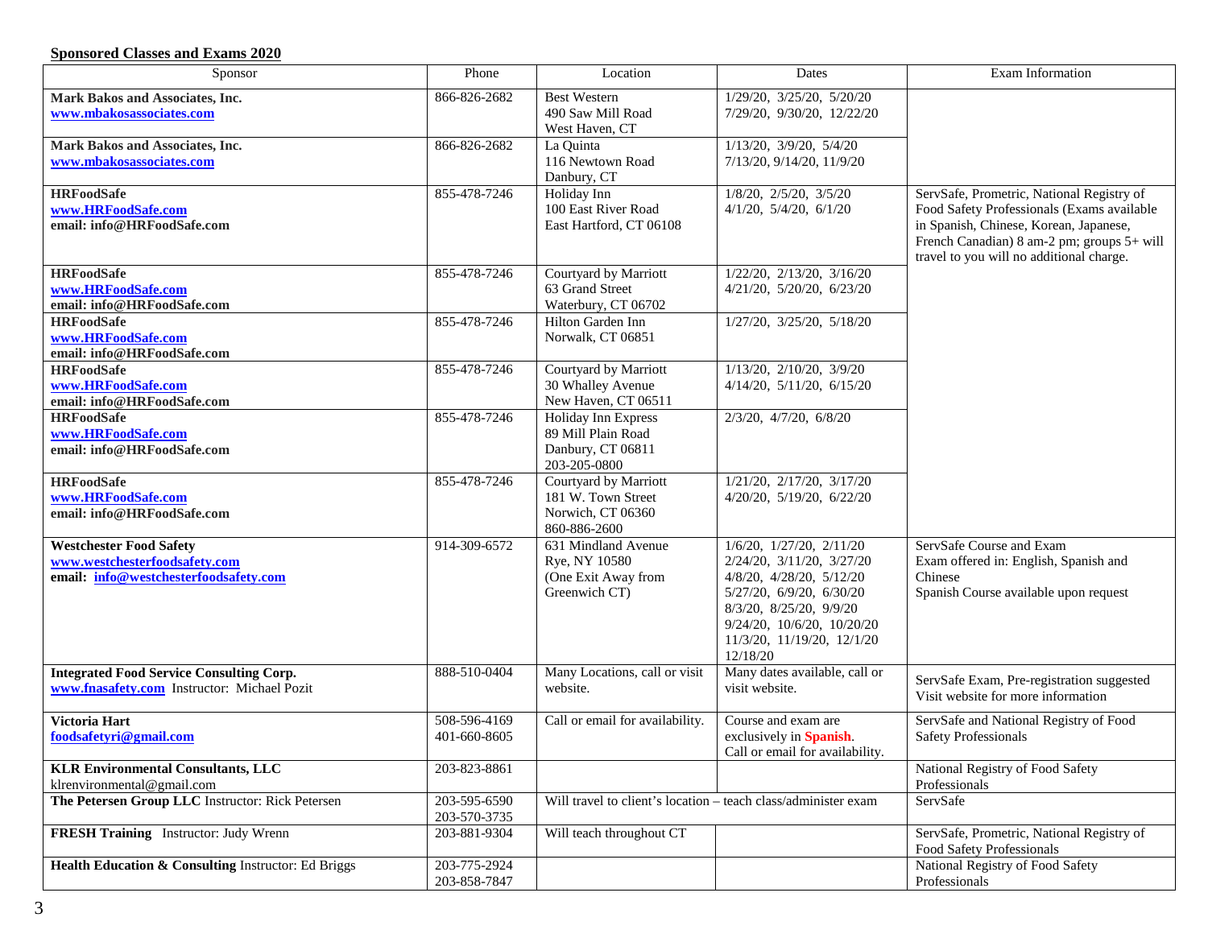**Sponsored Classes and Exams 2020**

| Sponsor | Phone | Location | Dates | Exam Information |
|---|---|---|---|---|
| **Mark Bakos and Associates, Inc.** www.mbakosassociates.com | 866-826-2682 | Best Western 490 Saw Mill Road West Haven, CT | 1/29/20, 3/25/20, 5/20/20 7/29/20, 9/30/20, 12/22/20 | |
| **Mark Bakos and Associates, Inc.** www.mbakosassociates.com | 866-826-2682 | La Quinta 116 Newtown Road Danbury, CT | 1/13/20, 3/9/20, 5/4/20 7/13/20, 9/14/20, 11/9/20 | |
| **HRFoodSafe** www.HRFoodSafe.com email: info@HRFoodSafe.com | 855-478-7246 | Holiday Inn 100 East River Road East Hartford, CT 06108 | 1/8/20, 2/5/20, 3/5/20 4/1/20, 5/4/20, 6/1/20 | ServSafe, Prometric, National Registry of Food Safety Professionals (Exams available in Spanish, Chinese, Korean, Japanese, French Canadian) 8 am-2 pm; groups 5+ will travel to you will no additional charge. |
| **HRFoodSafe** www.HRFoodSafe.com email: info@HRFoodSafe.com | 855-478-7246 | Courtyard by Marriott 63 Grand Street Waterbury, CT 06702 | 1/22/20, 2/13/20, 3/16/20 4/21/20, 5/20/20, 6/23/20 | |
| **HRFoodSafe** www.HRFoodSafe.com email: info@HRFoodSafe.com | 855-478-7246 | Hilton Garden Inn Norwalk, CT 06851 | 1/27/20, 3/25/20, 5/18/20 | |
| **HRFoodSafe** www.HRFoodSafe.com email: info@HRFoodSafe.com | 855-478-7246 | Courtyard by Marriott 30 Whalley Avenue New Haven, CT 06511 | 1/13/20, 2/10/20, 3/9/20 4/14/20, 5/11/20, 6/15/20 | |
| **HRFoodSafe** www.HRFoodSafe.com email: info@HRFoodSafe.com | 855-478-7246 | Holiday Inn Express 89 Mill Plain Road Danbury, CT 06811 203-205-0800 | 2/3/20, 4/7/20, 6/8/20 | |
| **HRFoodSafe** www.HRFoodSafe.com email: info@HRFoodSafe.com | 855-478-7246 | Courtyard by Marriott 181 W. Town Street Norwich, CT 06360 860-886-2600 | 1/21/20, 2/17/20, 3/17/20 4/20/20, 5/19/20, 6/22/20 | |
| **Westchester Food Safety** www.westchesterfoodsafety.com email: info@westchesterfoodsafety.com | 914-309-6572 | 631 Mindland Avenue Rye, NY 10580 (One Exit Away from Greenwich CT) | 1/6/20, 1/27/20, 2/11/20 2/24/20, 3/11/20, 3/27/20 4/8/20, 4/28/20, 5/12/20 5/27/20, 6/9/20, 6/30/20 8/3/20, 8/25/20, 9/9/20 9/24/20, 10/6/20, 10/20/20 11/3/20, 11/19/20, 12/1/20 12/18/20 | ServSafe Course and Exam Exam offered in: English, Spanish and Chinese Spanish Course available upon request |
| **Integrated Food Service Consulting Corp.** www.fnasafety.com Instructor: Michael Pozit | 888-510-0404 | Many Locations, call or visit website. | Many dates available, call or visit website. | ServSafe Exam, Pre-registration suggested Visit website for more information |
| **Victoria Hart** foodsafetyri@gmail.com | 508-596-4169 401-660-8605 | Call or email for availability. | Course and exam are exclusively in **Spanish**. Call or email for availability. | ServSafe and National Registry of Food Safety Professionals |
| **KLR Environmental Consultants, LLC** klrenvironmental@gmail.com | 203-823-8861 | | | National Registry of Food Safety Professionals |
| **The Petersen Group LLC** Instructor: Rick Petersen | 203-595-6590 203-570-3735 | Will travel to client's location – teach class/administer exam | | ServSafe |
| **FRESH Training** Instructor: Judy Wrenn | 203-881-9304 | Will teach throughout CT | | ServSafe, Prometric, National Registry of Food Safety Professionals |
| **Health Education & Consulting** Instructor: Ed Briggs | 203-775-2924 203-858-7847 | | | National Registry of Food Safety Professionals |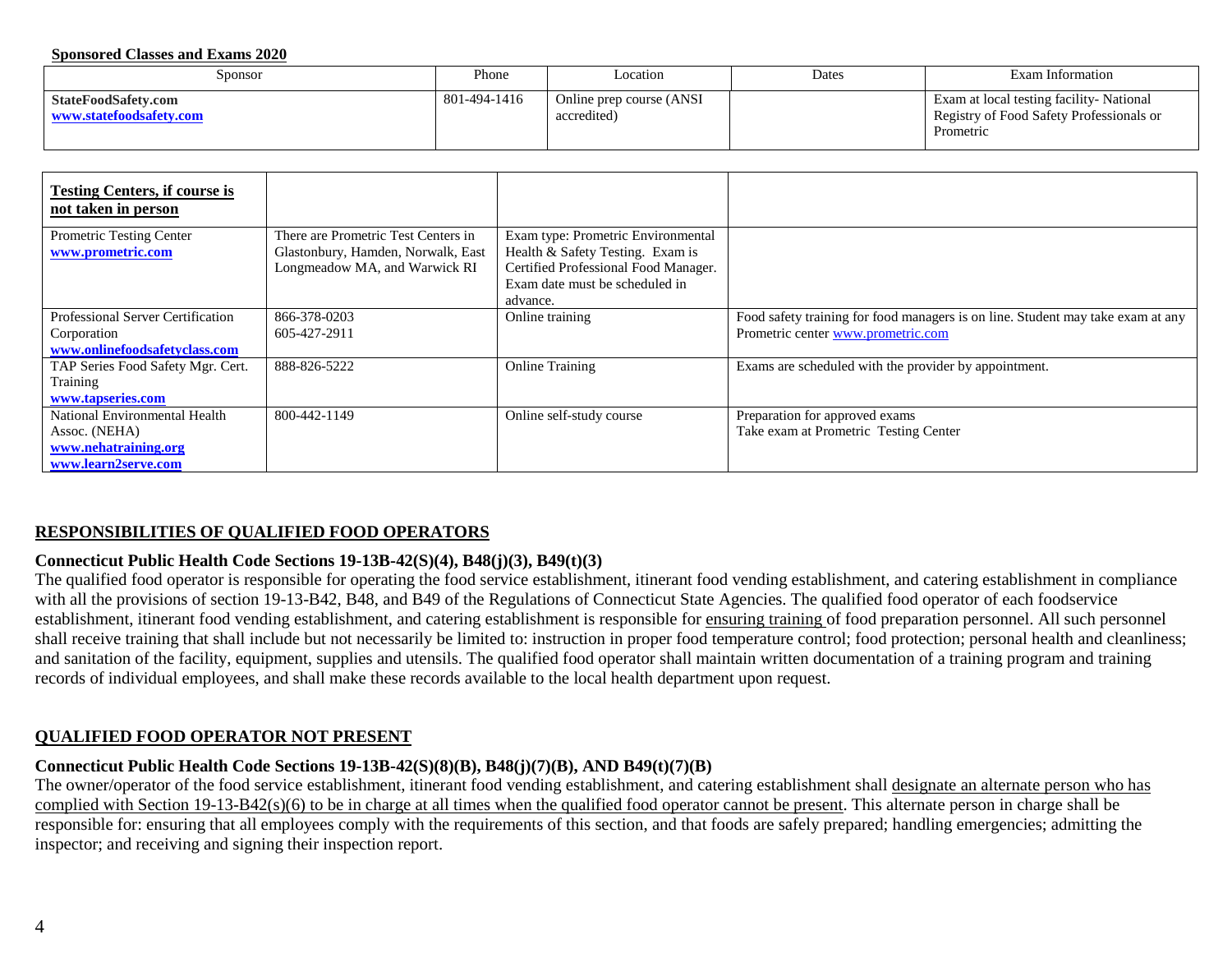**Sponsored Classes and Exams 2020**

| Sponsor | Phone | Location | Dates | Exam Information |
|---|---|---|---|---|
| **StateFoodSafety.com** **www.statefoodsafety.com** | 801-494-1416 | Online prep course (ANSI accredited) | | Exam at local testing facility- National Registry of Food Safety Professionals or Prometric |

| **Testing Centers, if course is not taken in person** | | | |
|---|---|---|---|
| Prometric Testing Center **www.prometric.com** | There are Prometric Test Centers in Glastonbury, Hamden, Norwalk, East Longmeadow MA, and Warwick RI | Exam type: Prometric Environmental Health & Safety Testing. Exam is Certified Professional Food Manager. Exam date must be scheduled in advance. | |
| Professional Server Certification Corporation **www.onlinefoodsafetyclass.com** | 866-378-0203 605-427-2911 | Online training | Food safety training for food managers is on line. Student may take exam at any Prometric center www.prometric.com |
| TAP Series Food Safety Mgr. Cert. Training **www.tapseries.com** | 888-826-5222 | Online Training | Exams are scheduled with the provider by appointment. |
| National Environmental Health Assoc. (NEHA) **www.nehatraining.org** **www.learn2serve.com** | 800-442-1149 | Online self-study course | Preparation for approved exams Take exam at Prometric Testing Center |

## RESPONSIBILITIES OF QUALIFIED FOOD OPERATORS

### Connecticut Public Health Code Sections 19-13B-42(S)(4), B48(j)(3), B49(t)(3)

The qualified food operator is responsible for operating the food service establishment, itinerant food vending establishment, and catering establishment in compliance with all the provisions of section 19-13-B42, B48, and B49 of the Regulations of Connecticut State Agencies. The qualified food operator of each foodservice establishment, itinerant food vending establishment, and catering establishment is responsible for ensuring training of food preparation personnel. All such personnel shall receive training that shall include but not necessarily be limited to: instruction in proper food temperature control; food protection; personal health and cleanliness; and sanitation of the facility, equipment, supplies and utensils. The qualified food operator shall maintain written documentation of a training program and training records of individual employees, and shall make these records available to the local health department upon request.

## QUALIFIED FOOD OPERATOR NOT PRESENT

### Connecticut Public Health Code Sections 19-13B-42(S)(8)(B), B48(j)(7)(B), AND B49(t)(7)(B)

The owner/operator of the food service establishment, itinerant food vending establishment, and catering establishment shall designate an alternate person who has complied with Section 19-13-B42(s)(6) to be in charge at all times when the qualified food operator cannot be present. This alternate person in charge shall be responsible for: ensuring that all employees comply with the requirements of this section, and that foods are safely prepared; handling emergencies; admitting the inspector; and receiving and signing their inspection report.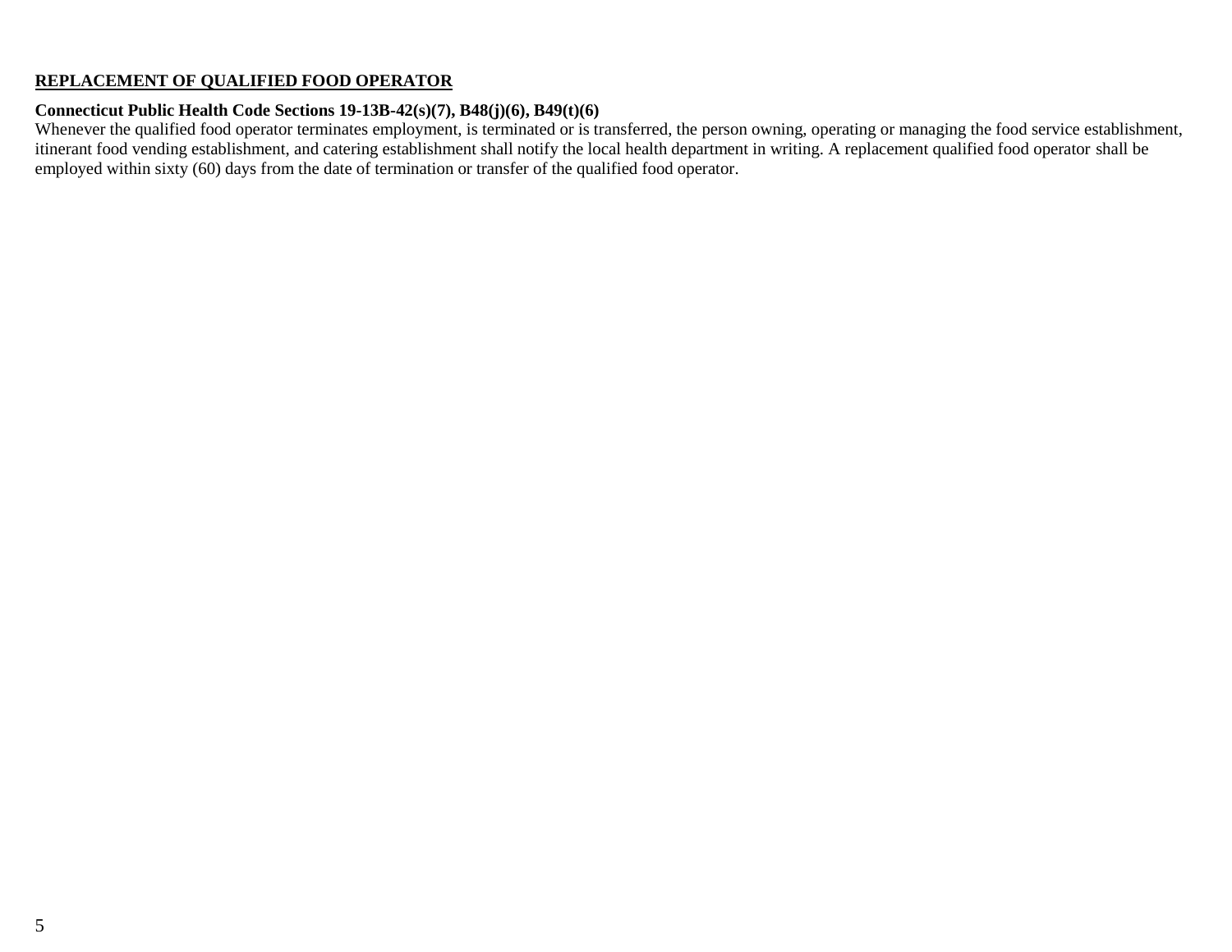**<u>REPLACEMENT OF QUALIFIED FOOD OPERATOR</u>**

**Connecticut Public Health Code Sections 19-13B-42(s)(7), B48(j)(6), B49(t)(6)**

Whenever the qualified food operator terminates employment, is terminated or is transferred, the person owning, operating or managing the food service establishment, itinerant food vending establishment, and catering establishment shall notify the local health department in writing. A replacement qualified food operator shall be employed within sixty (60) days from the date of termination or transfer of the qualified food operator.